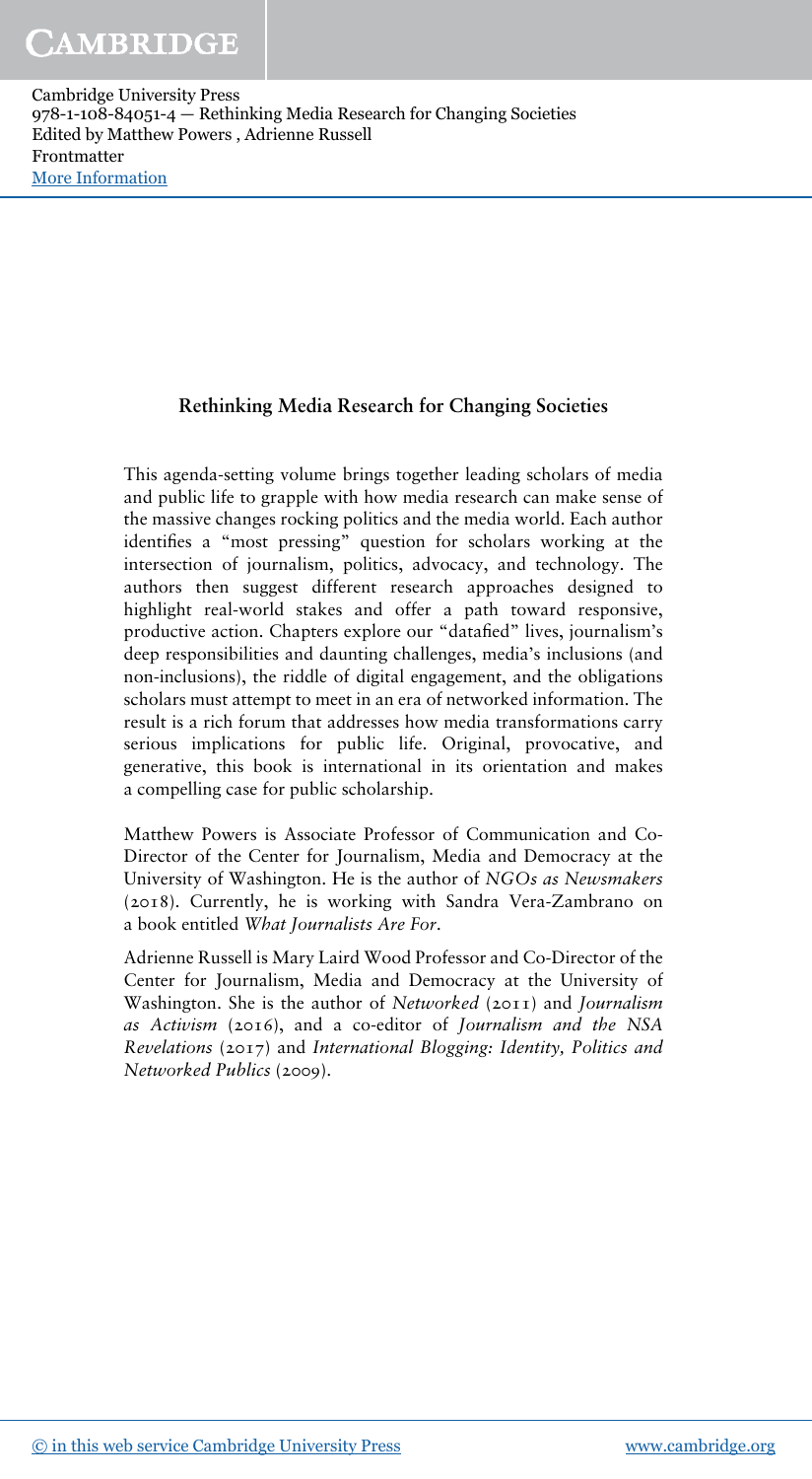## Rethinking Media Research for Changing Societies

This agenda-setting volume brings together leading scholars of media and public life to grapple with how media research can make sense of the massive changes rocking politics and the media world. Each author identifies a "most pressing" question for scholars working at the intersection of journalism, politics, advocacy, and technology. The authors then suggest different research approaches designed to highlight real-world stakes and offer a path toward responsive, productive action. Chapters explore our "datafied" lives, journalism's deep responsibilities and daunting challenges, media's inclusions (and non-inclusions), the riddle of digital engagement, and the obligations scholars must attempt to meet in an era of networked information. The result is a rich forum that addresses how media transformations carry serious implications for public life. Original, provocative, and generative, this book is international in its orientation and makes a compelling case for public scholarship.

Matthew Powers is Associate Professor of Communication and Co-Director of the Center for Journalism, Media and Democracy at the University of Washington. He is the author of *NGOs as Newsmakers* (2018). Currently, he is working with Sandra Vera-Zambrano on a book entitled *What Journalists Are For*.

Adrienne Russell is Mary Laird Wood Professor and Co-Director of the Center for Journalism, Media and Democracy at the University of Washington. She is the author of *Networked* (2011) and *Journalism as Activism* (2016), and a co-editor of *Journalism and the NSA Revelations* (2017) and *International Blogging: Identity, Politics and Networked Publics* (2009).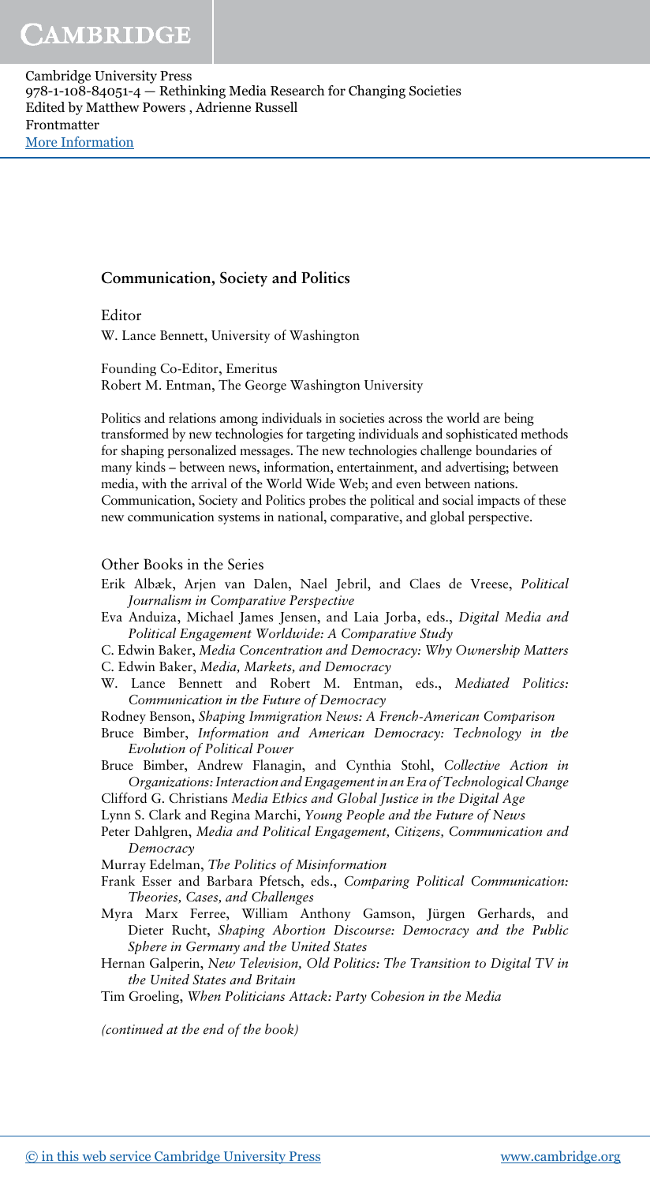## Communication, Society and Politics

Editor
W. Lance Bennett, University of Washington

Founding Co-Editor, Emeritus
Robert M. Entman, The George Washington University

Politics and relations among individuals in societies across the world are being transformed by new technologies for targeting individuals and sophisticated methods for shaping personalized messages. The new technologies challenge boundaries of many kinds – between news, information, entertainment, and advertising; between media, with the arrival of the World Wide Web; and even between nations. Communication, Society and Politics probes the political and social impacts of these new communication systems in national, comparative, and global perspective.

Other Books in the Series

Erik Albæk, Arjen van Dalen, Nael Jebril, and Claes de Vreese, *Political Journalism in Comparative Perspective*

Eva Anduiza, Michael James Jensen, and Laia Jorba, eds., *Digital Media and Political Engagement Worldwide: A Comparative Study*

C. Edwin Baker, *Media Concentration and Democracy: Why Ownership Matters*

C. Edwin Baker, *Media, Markets, and Democracy*

W. Lance Bennett and Robert M. Entman, eds., *Mediated Politics: Communication in the Future of Democracy*

Rodney Benson, *Shaping Immigration News: A French-American Comparison*

Bruce Bimber, *Information and American Democracy: Technology in the Evolution of Political Power*

Bruce Bimber, Andrew Flanagin, and Cynthia Stohl, *Collective Action in Organizations: Interaction and Engagement in an Era of Technological Change*

Clifford G. Christians *Media Ethics and Global Justice in the Digital Age*

Lynn S. Clark and Regina Marchi, *Young People and the Future of News*

Peter Dahlgren, *Media and Political Engagement, Citizens, Communication and Democracy*

Murray Edelman, *The Politics of Misinformation*

Frank Esser and Barbara Pfetsch, eds., *Comparing Political Communication: Theories, Cases, and Challenges*

Myra Marx Ferree, William Anthony Gamson, Jürgen Gerhards, and Dieter Rucht, *Shaping Abortion Discourse: Democracy and the Public Sphere in Germany and the United States*

Hernan Galperin, *New Television, Old Politics: The Transition to Digital TV in the United States and Britain*

Tim Groeling, *When Politicians Attack: Party Cohesion in the Media*

*(continued at the end of the book)*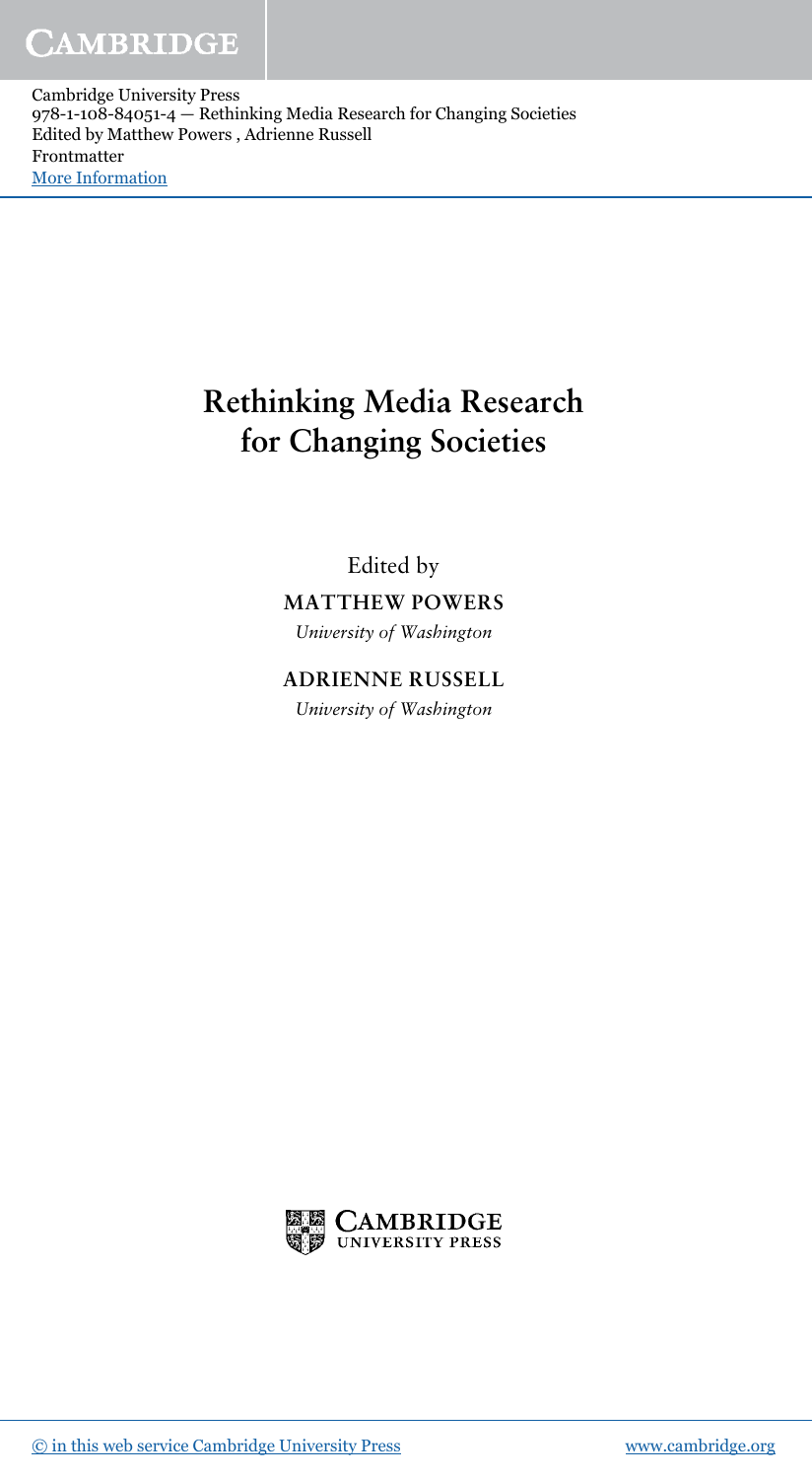# Rethinking Media Research for Changing Societies

Edited by

**MATTHEW POWERS**

*University of Washington*

**ADRIENNE RUSSELL**

*University of Washington*

CAMBRIDGE UNIVERSITY PRESS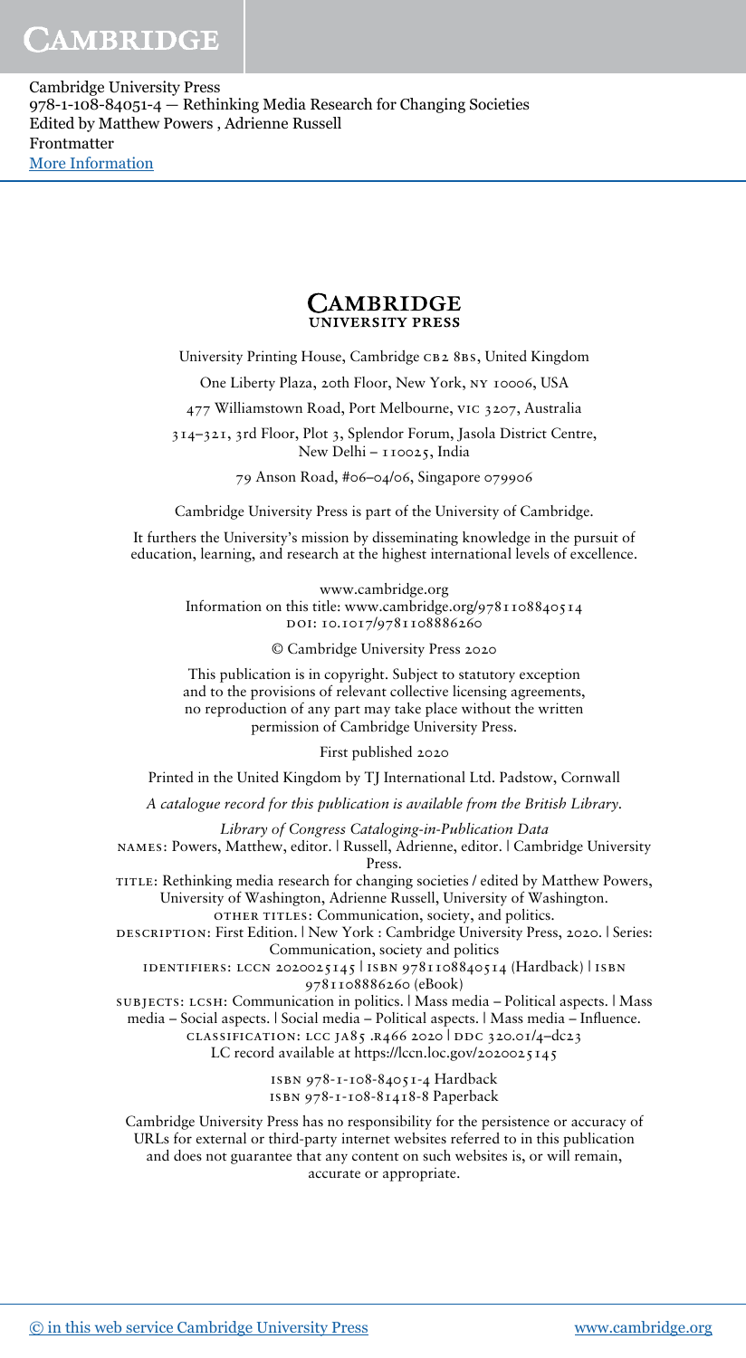**CAMBRIDGE**
**UNIVERSITY PRESS**

University Printing House, Cambridge CB2 8BS, United Kingdom

One Liberty Plaza, 20th Floor, New York, NY 10006, USA

477 Williamstown Road, Port Melbourne, VIC 3207, Australia

314–321, 3rd Floor, Plot 3, Splendor Forum, Jasola District Centre, New Delhi – 110025, India

79 Anson Road, #06–04/06, Singapore 079906

Cambridge University Press is part of the University of Cambridge.

It furthers the University's mission by disseminating knowledge in the pursuit of education, learning, and research at the highest international levels of excellence.

www.cambridge.org
Information on this title: www.cambridge.org/9781108840514
DOI: 10.1017/9781108886260

© Cambridge University Press 2020

This publication is in copyright. Subject to statutory exception and to the provisions of relevant collective licensing agreements, no reproduction of any part may take place without the written permission of Cambridge University Press.

First published 2020

Printed in the United Kingdom by TJ International Ltd. Padstow, Cornwall

*A catalogue record for this publication is available from the British Library.*

*Library of Congress Cataloging-in-Publication Data*

NAMES: Powers, Matthew, editor. | Russell, Adrienne, editor. | Cambridge University Press.

TITLE: Rethinking media research for changing societies / edited by Matthew Powers, University of Washington, Adrienne Russell, University of Washington.

OTHER TITLES: Communication, society, and politics.

DESCRIPTION: First Edition. | New York : Cambridge University Press, 2020. | Series: Communication, society and politics

IDENTIFIERS: LCCN 2020025145 | ISBN 9781108840514 (Hardback) | ISBN 9781108886260 (eBook)

SUBJECTS: LCSH: Communication in politics. | Mass media – Political aspects. | Mass media – Social aspects. | Social media – Political aspects. | Mass media – Influence.

CLASSIFICATION: LCC JA85 .R466 2020 | DDC 320.01/4–dc23

LC record available at https://lccn.loc.gov/2020025145

ISBN 978-1-108-84051-4 Hardback
ISBN 978-1-108-81418-8 Paperback

Cambridge University Press has no responsibility for the persistence or accuracy of URLs for external or third-party internet websites referred to in this publication and does not guarantee that any content on such websites is, or will remain, accurate or appropriate.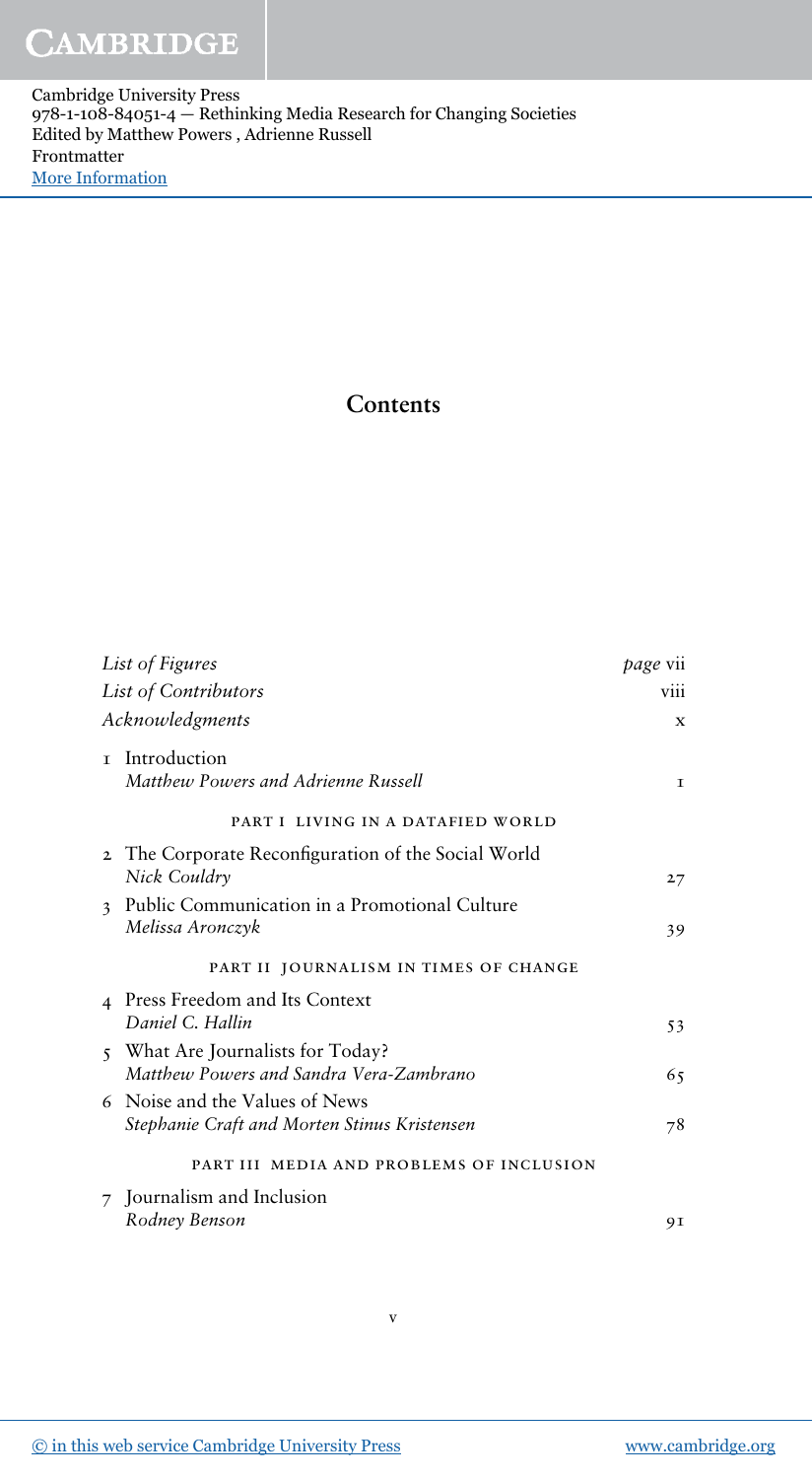# Contents

| | |
|---|---|
| *List of Figures* | *page* vii |
| *List of Contributors* | viii |
| *Acknowledgments* | x |
| 1 Introduction<br>*Matthew Powers and Adrienne Russell* | 1 |
| PART I LIVING IN A DATAFIED WORLD | |
| 2 The Corporate Reconfiguration of the Social World<br>*Nick Couldry* | 27 |
| 3 Public Communication in a Promotional Culture<br>*Melissa Aronczyk* | 39 |
| PART II JOURNALISM IN TIMES OF CHANGE | |
| 4 Press Freedom and Its Context<br>*Daniel C. Hallin* | 53 |
| 5 What Are Journalists for Today?<br>*Matthew Powers and Sandra Vera-Zambrano* | 65 |
| 6 Noise and the Values of News<br>*Stephanie Craft and Morten Stinus Kristensen* | 78 |
| PART III MEDIA AND PROBLEMS OF INCLUSION | |
| 7 Journalism and Inclusion<br>*Rodney Benson* | 91 |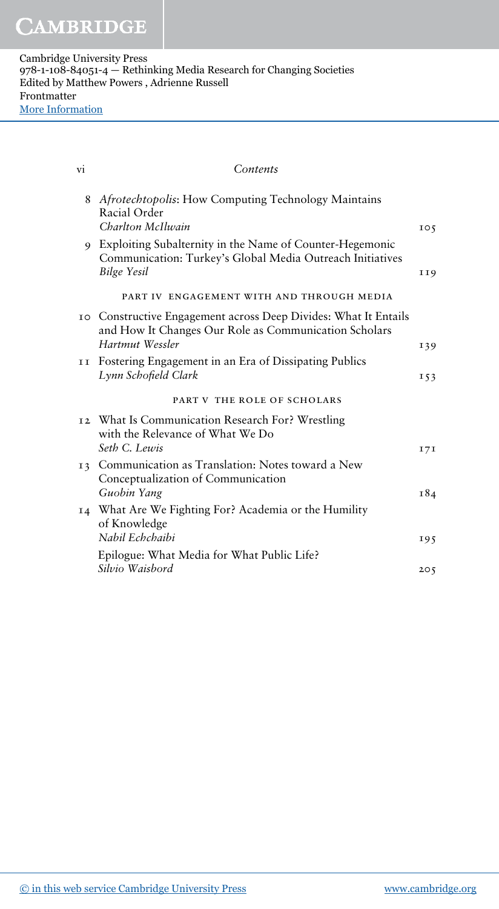Cambridge University Press
978-1-108-84051-4 — Rethinking Media Research for Changing Societies
Edited by Matthew Powers , Adrienne Russell
Frontmatter
More Information

8 *Afrotechtopolis*: How Computing Technology Maintains Racial Order
*Charlton McIlwain* 105

9 Exploiting Subalternity in the Name of Counter-Hegemonic Communication: Turkey's Global Media Outreach Initiatives
*Bilge Yesil* 119

## PART IV ENGAGEMENT WITH AND THROUGH MEDIA

10 Constructive Engagement across Deep Divides: What It Entails and How It Changes Our Role as Communication Scholars
*Hartmut Wessler* 139

11 Fostering Engagement in an Era of Dissipating Publics
*Lynn Schofield Clark* 153

## PART V THE ROLE OF SCHOLARS

12 What Is Communication Research For? Wrestling with the Relevance of What We Do
*Seth C. Lewis* 171

13 Communication as Translation: Notes toward a New Conceptualization of Communication
*Guobin Yang* 184

14 What Are We Fighting For? Academia or the Humility of Knowledge
*Nabil Echchaibi* 195

Epilogue: What Media for What Public Life?
*Silvio Waisbord* 205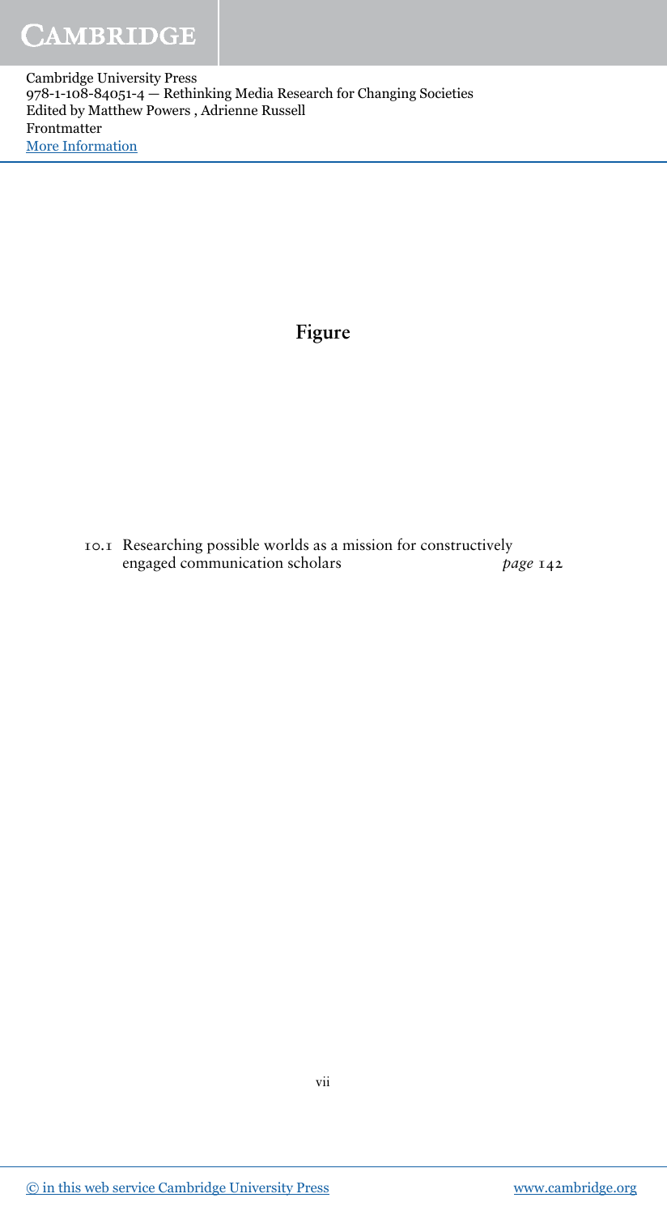# Figure

10.1 Researching possible worlds as a mission for constructively engaged communication scholars *page* 142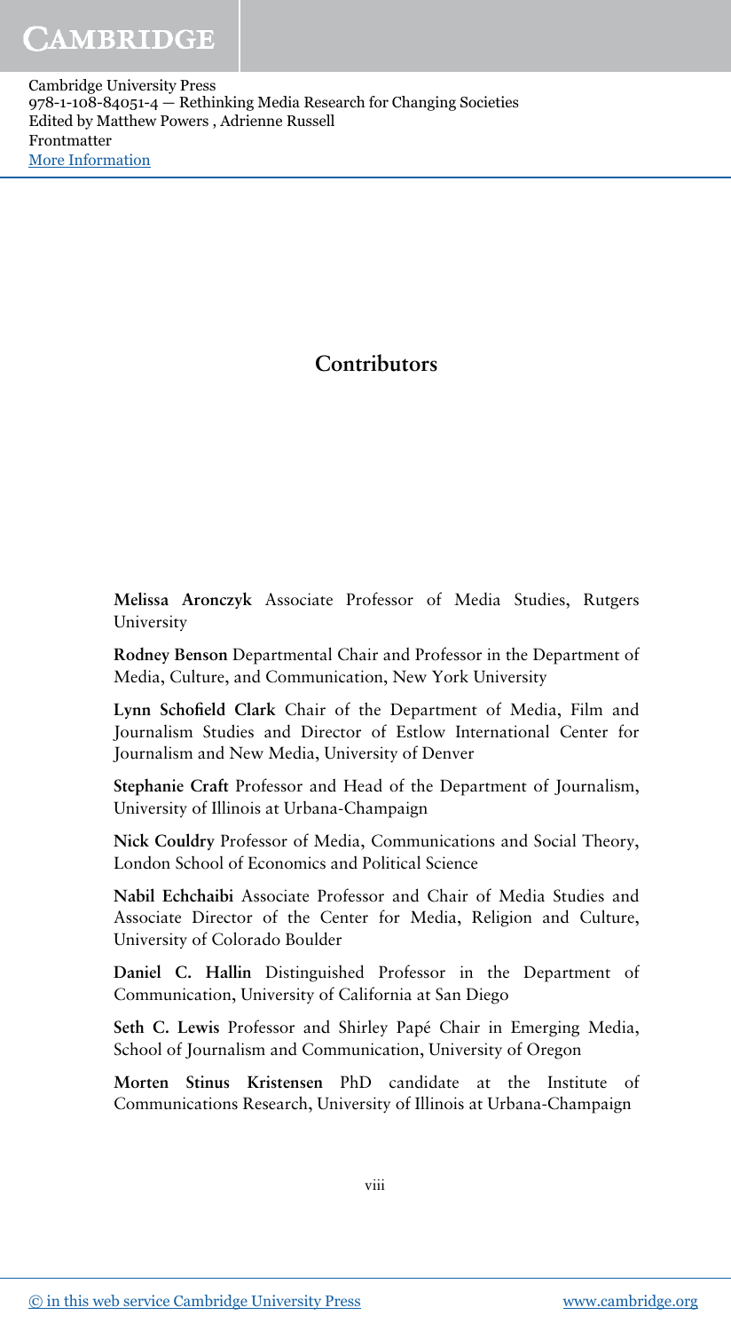# Contributors

**Melissa Aronczyk** Associate Professor of Media Studies, Rutgers University

**Rodney Benson** Departmental Chair and Professor in the Department of Media, Culture, and Communication, New York University

**Lynn Schofield Clark** Chair of the Department of Media, Film and Journalism Studies and Director of Estlow International Center for Journalism and New Media, University of Denver

**Stephanie Craft** Professor and Head of the Department of Journalism, University of Illinois at Urbana-Champaign

**Nick Couldry** Professor of Media, Communications and Social Theory, London School of Economics and Political Science

**Nabil Echchaibi** Associate Professor and Chair of Media Studies and Associate Director of the Center for Media, Religion and Culture, University of Colorado Boulder

**Daniel C. Hallin** Distinguished Professor in the Department of Communication, University of California at San Diego

**Seth C. Lewis** Professor and Shirley Papé Chair in Emerging Media, School of Journalism and Communication, University of Oregon

**Morten Stinus Kristensen** PhD candidate at the Institute of Communications Research, University of Illinois at Urbana-Champaign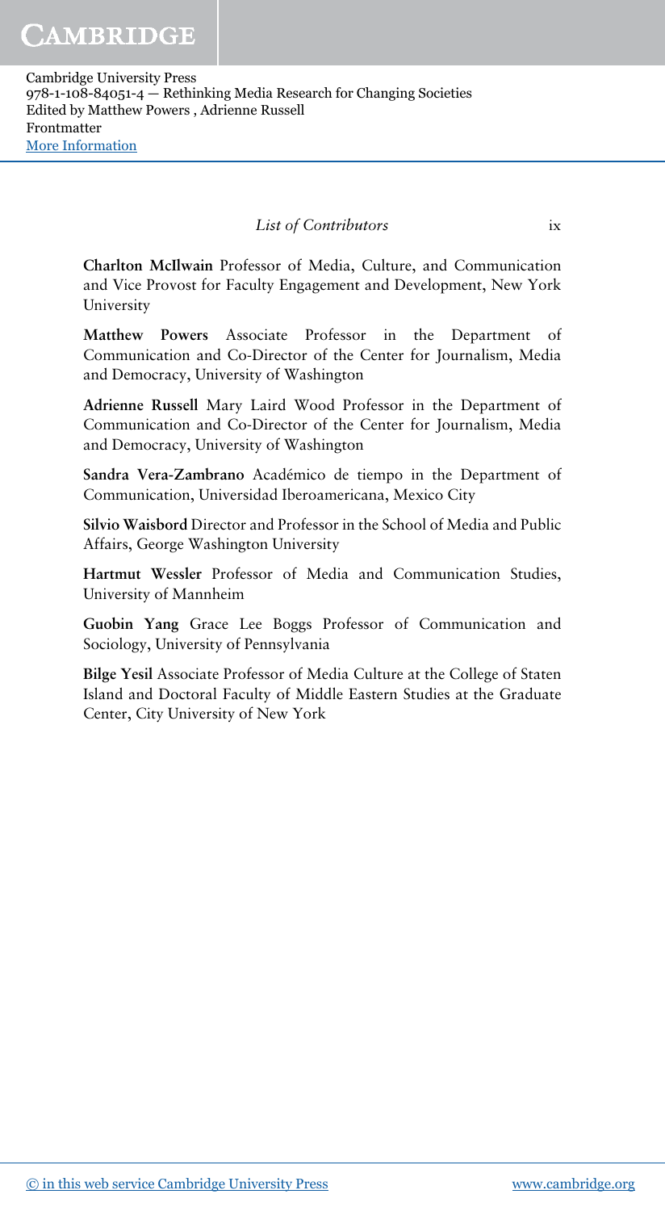**Charlton McIlwain** Professor of Media, Culture, and Communication and Vice Provost for Faculty Engagement and Development, New York University

**Matthew Powers** Associate Professor in the Department of Communication and Co-Director of the Center for Journalism, Media and Democracy, University of Washington

**Adrienne Russell** Mary Laird Wood Professor in the Department of Communication and Co-Director of the Center for Journalism, Media and Democracy, University of Washington

**Sandra Vera-Zambrano** Académico de tiempo in the Department of Communication, Universidad Iberoamericana, Mexico City

**Silvio Waisbord** Director and Professor in the School of Media and Public Affairs, George Washington University

**Hartmut Wessler** Professor of Media and Communication Studies, University of Mannheim

**Guobin Yang** Grace Lee Boggs Professor of Communication and Sociology, University of Pennsylvania

**Bilge Yesil** Associate Professor of Media Culture at the College of Staten Island and Doctoral Faculty of Middle Eastern Studies at the Graduate Center, City University of New York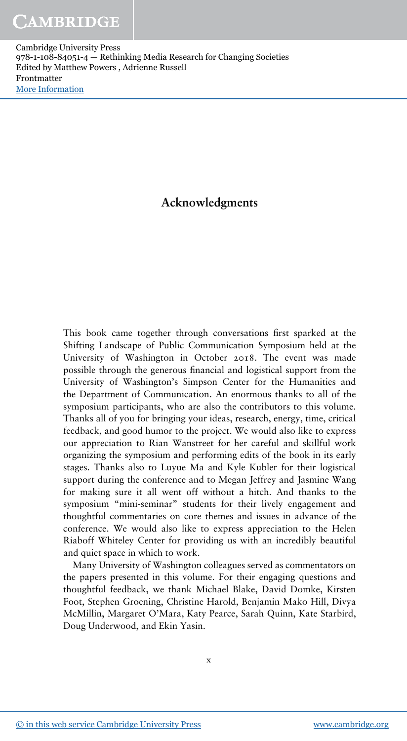# Acknowledgments

This book came together through conversations first sparked at the Shifting Landscape of Public Communication Symposium held at the University of Washington in October 2018. The event was made possible through the generous financial and logistical support from the University of Washington's Simpson Center for the Humanities and the Department of Communication. An enormous thanks to all of the symposium participants, who are also the contributors to this volume. Thanks all of you for bringing your ideas, research, energy, time, critical feedback, and good humor to the project. We would also like to express our appreciation to Rian Wanstreet for her careful and skillful work organizing the symposium and performing edits of the book in its early stages. Thanks also to Luyue Ma and Kyle Kubler for their logistical support during the conference and to Megan Jeffrey and Jasmine Wang for making sure it all went off without a hitch. And thanks to the symposium "mini-seminar" students for their lively engagement and thoughtful commentaries on core themes and issues in advance of the conference. We would also like to express appreciation to the Helen Riaboff Whiteley Center for providing us with an incredibly beautiful and quiet space in which to work.

Many University of Washington colleagues served as commentators on the papers presented in this volume. For their engaging questions and thoughtful feedback, we thank Michael Blake, David Domke, Kirsten Foot, Stephen Groening, Christine Harold, Benjamin Mako Hill, Divya McMillin, Margaret O'Mara, Katy Pearce, Sarah Quinn, Kate Starbird, Doug Underwood, and Ekin Yasin.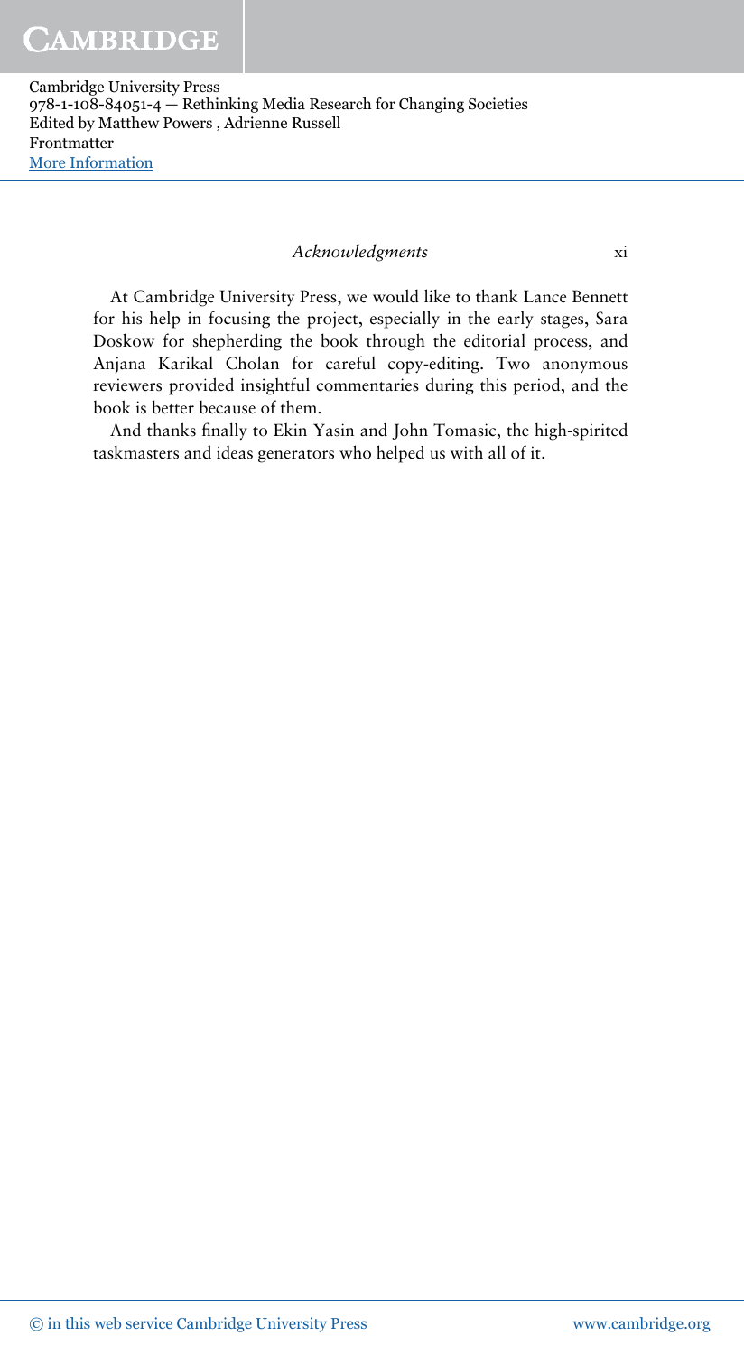At Cambridge University Press, we would like to thank Lance Bennett for his help in focusing the project, especially in the early stages, Sara Doskow for shepherding the book through the editorial process, and Anjana Karikal Cholan for careful copy-editing. Two anonymous reviewers provided insightful commentaries during this period, and the book is better because of them.

And thanks finally to Ekin Yasin and John Tomasic, the high-spirited taskmasters and ideas generators who helped us with all of it.